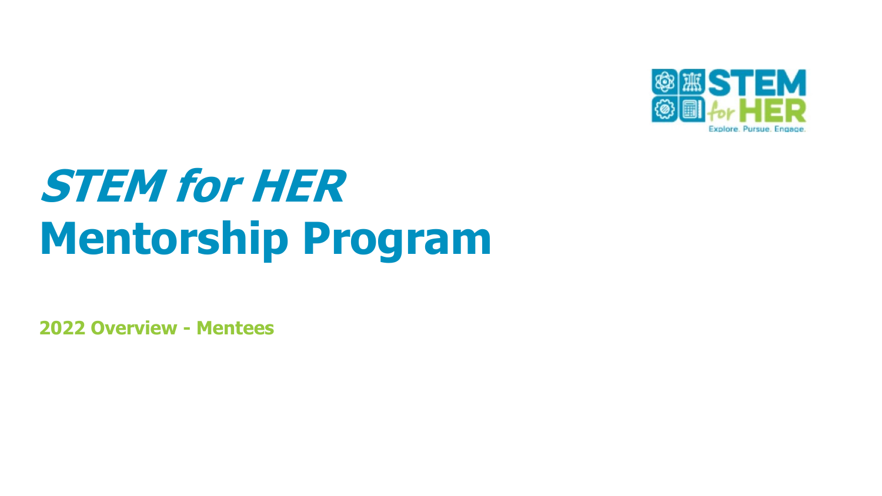# *STEM for HER*
# Mentorship Program

**2022 Overview - Mentees**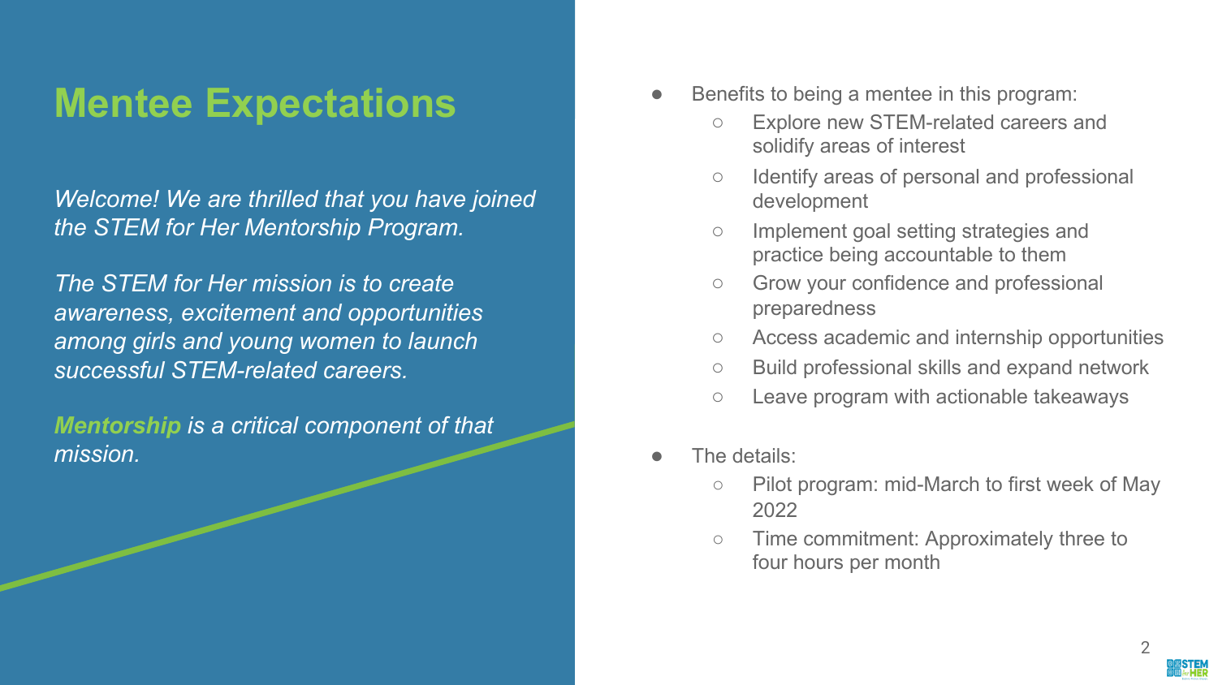# Mentee Expectations

*Welcome! We are thrilled that you have joined the STEM for Her Mentorship Program.*

*The STEM for Her mission is to create awareness, excitement and opportunities among girls and young women to launch successful STEM-related careers.*

***Mentorship** is a critical component of that mission.*

- Benefits to being a mentee in this program:
  - Explore new STEM-related careers and solidify areas of interest
  - Identify areas of personal and professional development
  - Implement goal setting strategies and practice being accountable to them
  - Grow your confidence and professional preparedness
  - Access academic and internship opportunities
  - Build professional skills and expand network
  - Leave program with actionable takeaways

- The details:
  - Pilot program: mid-March to first week of May 2022
  - Time commitment: Approximately three to four hours per month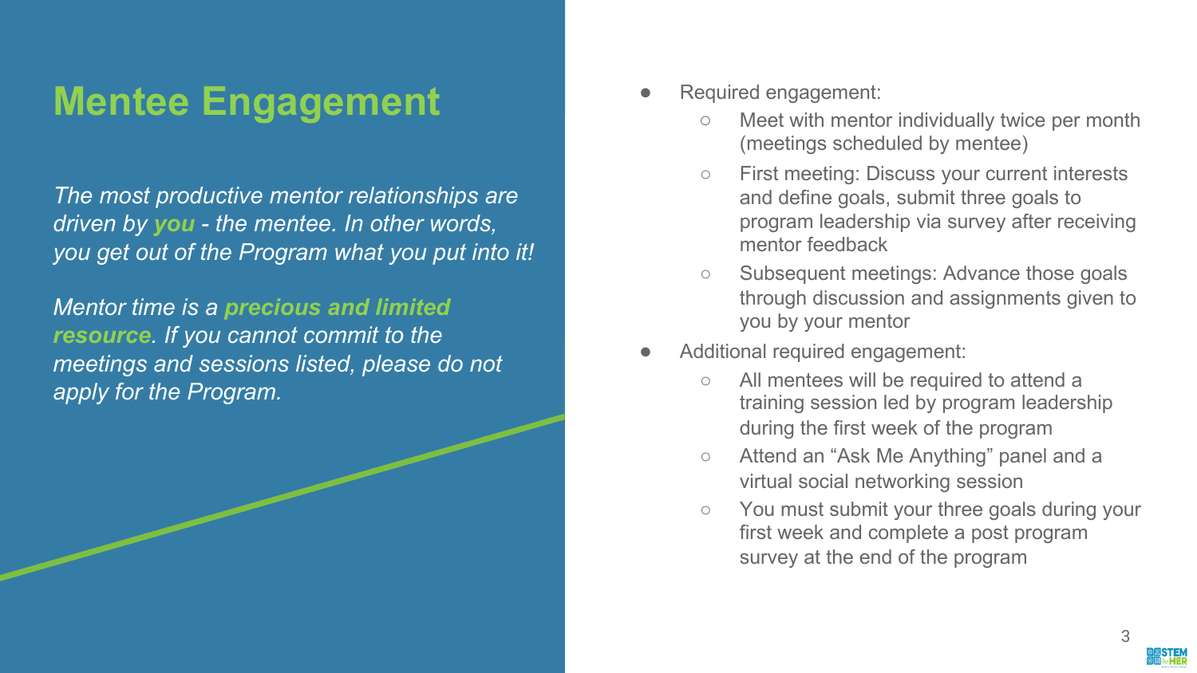# Mentee Engagement

*The most productive mentor relationships are driven by* ***you*** *- the mentee. In other words, you get out of the Program what you put into it!*

*Mentor time is a* ***precious and limited resource****. If you cannot commit to the meetings and sessions listed, please do not apply for the Program.*

- Required engagement:
  - Meet with mentor individually twice per month (meetings scheduled by mentee)
  - First meeting: Discuss your current interests and define goals, submit three goals to program leadership via survey after receiving mentor feedback
  - Subsequent meetings: Advance those goals through discussion and assignments given to you by your mentor
- Additional required engagement:
  - All mentees will be required to attend a training session led by program leadership during the first week of the program
  - Attend an "Ask Me Anything" panel and a virtual social networking session
  - You must submit your three goals during your first week and complete a post program survey at the end of the program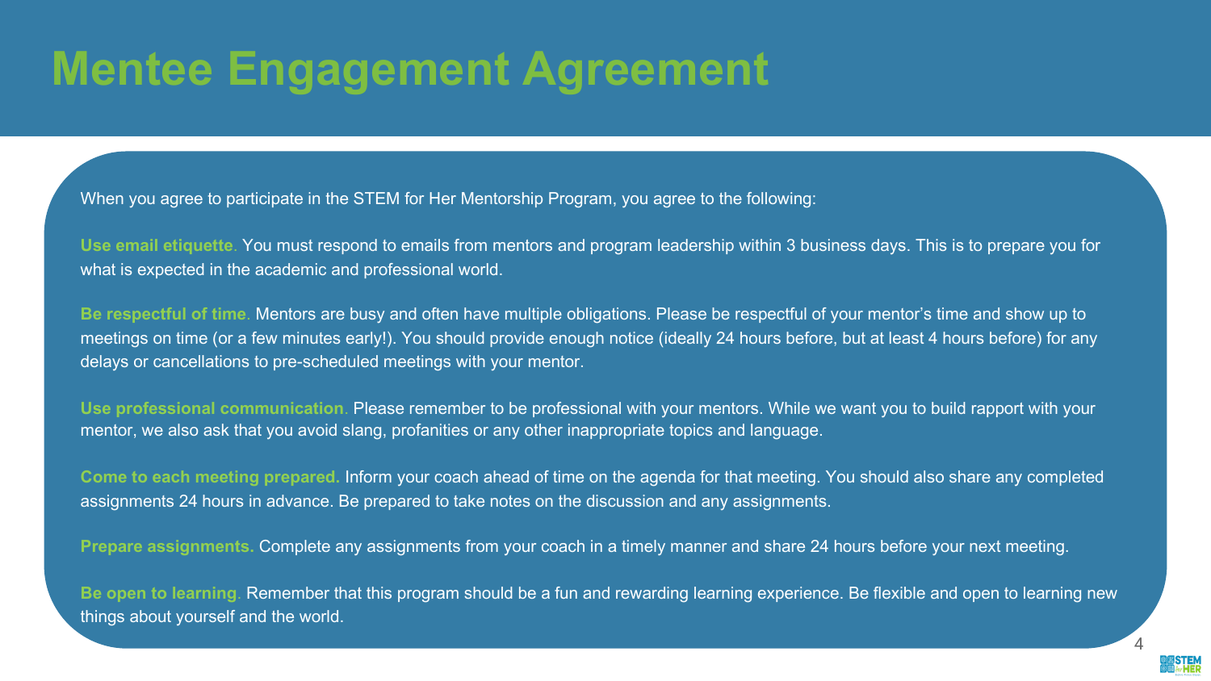# Mentee Engagement Agreement

When you agree to participate in the STEM for Her Mentorship Program, you agree to the following:

**Use email etiquette**. You must respond to emails from mentors and program leadership within 3 business days. This is to prepare you for what is expected in the academic and professional world.

**Be respectful of time**. Mentors are busy and often have multiple obligations. Please be respectful of your mentor's time and show up to meetings on time (or a few minutes early!). You should provide enough notice (ideally 24 hours before, but at least 4 hours before) for any delays or cancellations to pre-scheduled meetings with your mentor.

**Use professional communication**. Please remember to be professional with your mentors. While we want you to build rapport with your mentor, we also ask that you avoid slang, profanities or any other inappropriate topics and language.

**Come to each meeting prepared.** Inform your coach ahead of time on the agenda for that meeting. You should also share any completed assignments 24 hours in advance. Be prepared to take notes on the discussion and any assignments.

**Prepare assignments.** Complete any assignments from your coach in a timely manner and share 24 hours before your next meeting.

**Be open to learning**. Remember that this program should be a fun and rewarding learning experience. Be flexible and open to learning new things about yourself and the world.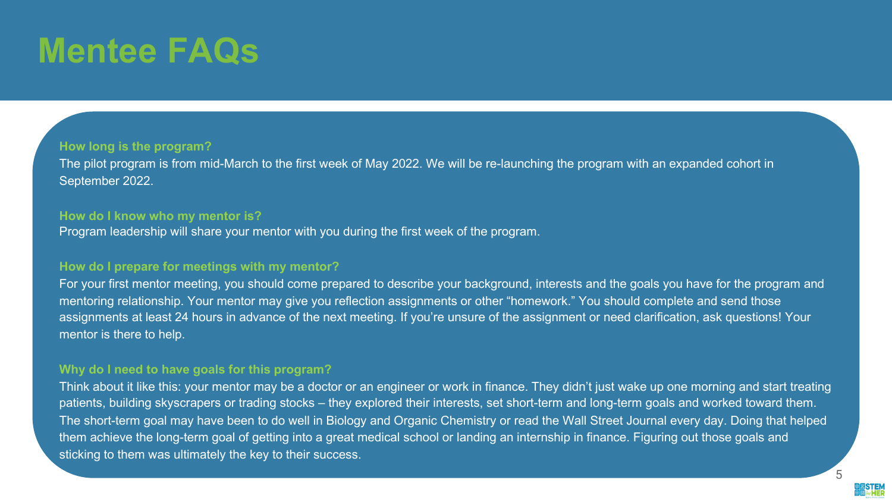# Mentee FAQs

### How long is the program?

The pilot program is from mid-March to the first week of May 2022. We will be re-launching the program with an expanded cohort in September 2022.

### How do I know who my mentor is?

Program leadership will share your mentor with you during the first week of the program.

### How do I prepare for meetings with my mentor?

For your first mentor meeting, you should come prepared to describe your background, interests and the goals you have for the program and mentoring relationship. Your mentor may give you reflection assignments or other "homework." You should complete and send those assignments at least 24 hours in advance of the next meeting. If you're unsure of the assignment or need clarification, ask questions! Your mentor is there to help.

### Why do I need to have goals for this program?

Think about it like this: your mentor may be a doctor or an engineer or work in finance. They didn't just wake up one morning and start treating patients, building skyscrapers or trading stocks – they explored their interests, set short-term and long-term goals and worked toward them. The short-term goal may have been to do well in Biology and Organic Chemistry or read the Wall Street Journal every day. Doing that helped them achieve the long-term goal of getting into a great medical school or landing an internship in finance. Figuring out those goals and sticking to them was ultimately the key to their success.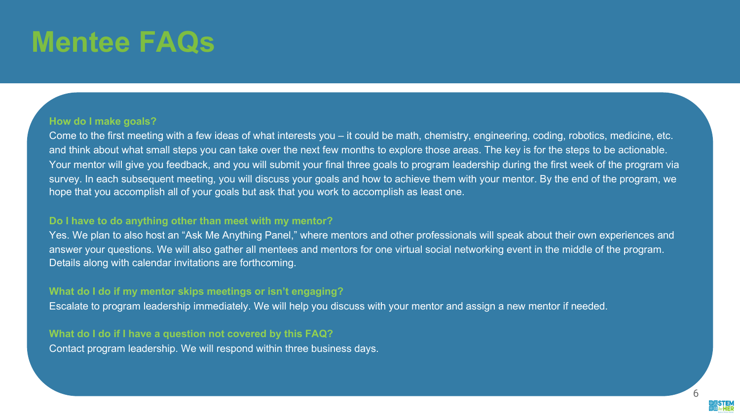# Mentee FAQs

**How do I make goals?**

Come to the first meeting with a few ideas of what interests you – it could be math, chemistry, engineering, coding, robotics, medicine, etc. and think about what small steps you can take over the next few months to explore those areas. The key is for the steps to be actionable. Your mentor will give you feedback, and you will submit your final three goals to program leadership during the first week of the program via survey. In each subsequent meeting, you will discuss your goals and how to achieve them with your mentor. By the end of the program, we hope that you accomplish all of your goals but ask that you work to accomplish as least one.

**Do I have to do anything other than meet with my mentor?**

Yes. We plan to also host an "Ask Me Anything Panel," where mentors and other professionals will speak about their own experiences and answer your questions. We will also gather all mentees and mentors for one virtual social networking event in the middle of the program. Details along with calendar invitations are forthcoming.

**What do I do if my mentor skips meetings or isn't engaging?**

Escalate to program leadership immediately. We will help you discuss with your mentor and assign a new mentor if needed.

**What do I do if I have a question not covered by this FAQ?**

Contact program leadership. We will respond within three business days.